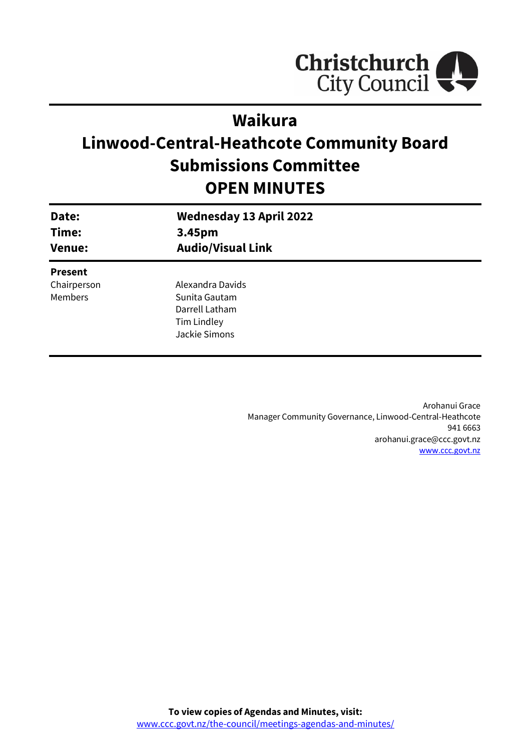# Waikura
# Linwood-Central-Heathcote Community Board
# Submissions Committee
# OPEN MINUTES

| | |
|---|---|
| **Date:** | **Wednesday 13 April 2022** |
| **Time:** | **3.45pm** |
| **Venue:** | **Audio/Visual Link** |

**Present**

| | |
|---|---|
| Chairperson | Alexandra Davids |
| Members | Sunita Gautam |
| | Darrell Latham |
| | Tim Lindley |
| | Jackie Simons |

Arohanui Grace
Manager Community Governance, Linwood-Central-Heathcote
941 6663
arohanui.grace@ccc.govt.nz
www.ccc.govt.nz

**To view copies of Agendas and Minutes, visit:**
www.ccc.govt.nz/the-council/meetings-agendas-and-minutes/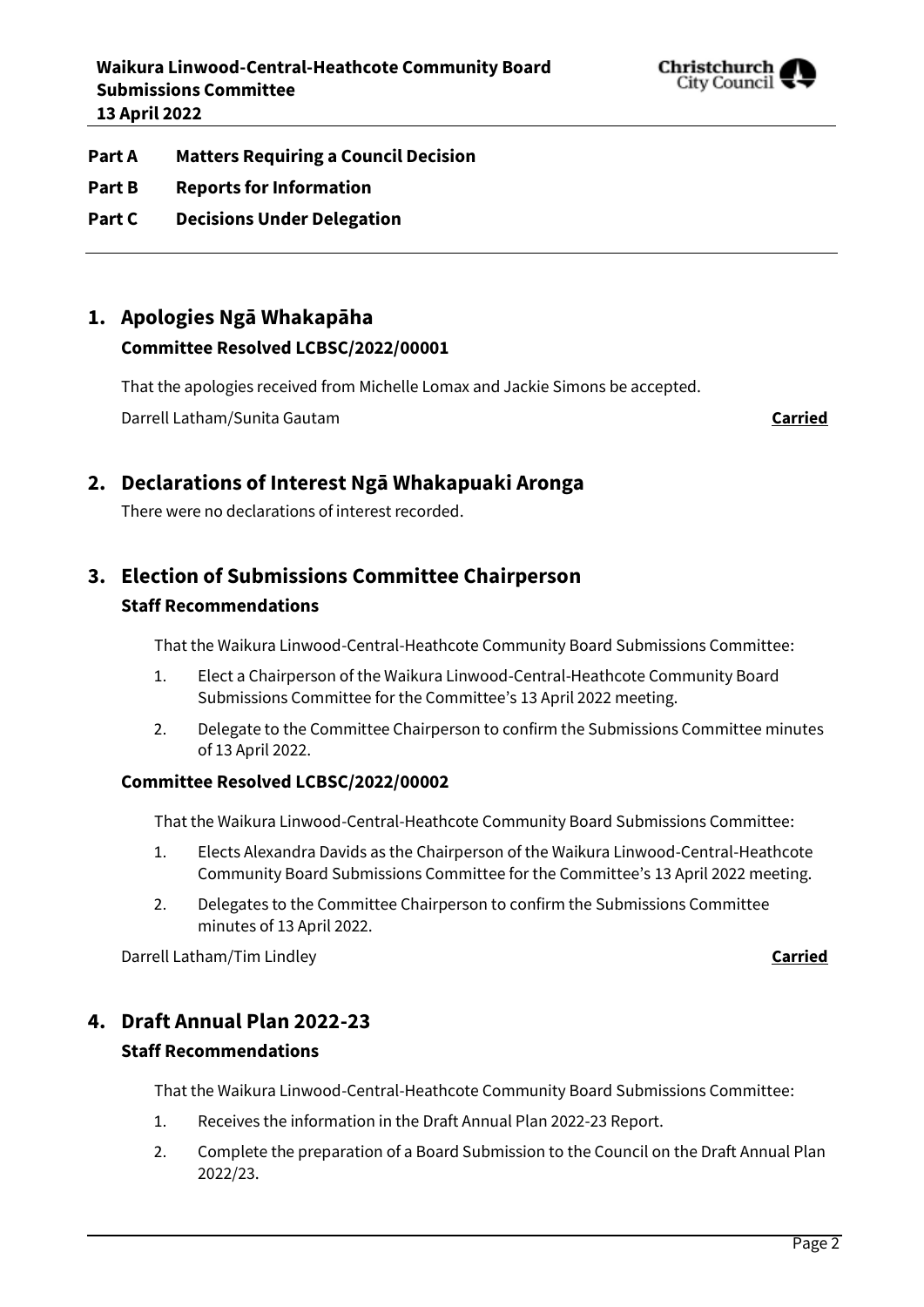**Part A Matters Requiring a Council Decision**

**Part B Reports for Information**

**Part C Decisions Under Delegation**

---

## 1. Apologies Ngā Whakapāha

### Committee Resolved LCBSC/2022/00001

That the apologies received from Michelle Lomax and Jackie Simons be accepted.

Darrell Latham/Sunita Gautam **Carried**

## 2. Declarations of Interest Ngā Whakapuaki Aronga

There were no declarations of interest recorded.

## 3. Election of Submissions Committee Chairperson

### Staff Recommendations

That the Waikura Linwood-Central-Heathcote Community Board Submissions Committee:

1. Elect a Chairperson of the Waikura Linwood-Central-Heathcote Community Board Submissions Committee for the Committee's 13 April 2022 meeting.
2. Delegate to the Committee Chairperson to confirm the Submissions Committee minutes of 13 April 2022.

### Committee Resolved LCBSC/2022/00002

That the Waikura Linwood-Central-Heathcote Community Board Submissions Committee:

1. Elects Alexandra Davids as the Chairperson of the Waikura Linwood-Central-Heathcote Community Board Submissions Committee for the Committee's 13 April 2022 meeting.
2. Delegates to the Committee Chairperson to confirm the Submissions Committee minutes of 13 April 2022.

Darrell Latham/Tim Lindley **Carried**

## 4. Draft Annual Plan 2022-23

### Staff Recommendations

That the Waikura Linwood-Central-Heathcote Community Board Submissions Committee:

1. Receives the information in the Draft Annual Plan 2022-23 Report.
2. Complete the preparation of a Board Submission to the Council on the Draft Annual Plan 2022/23.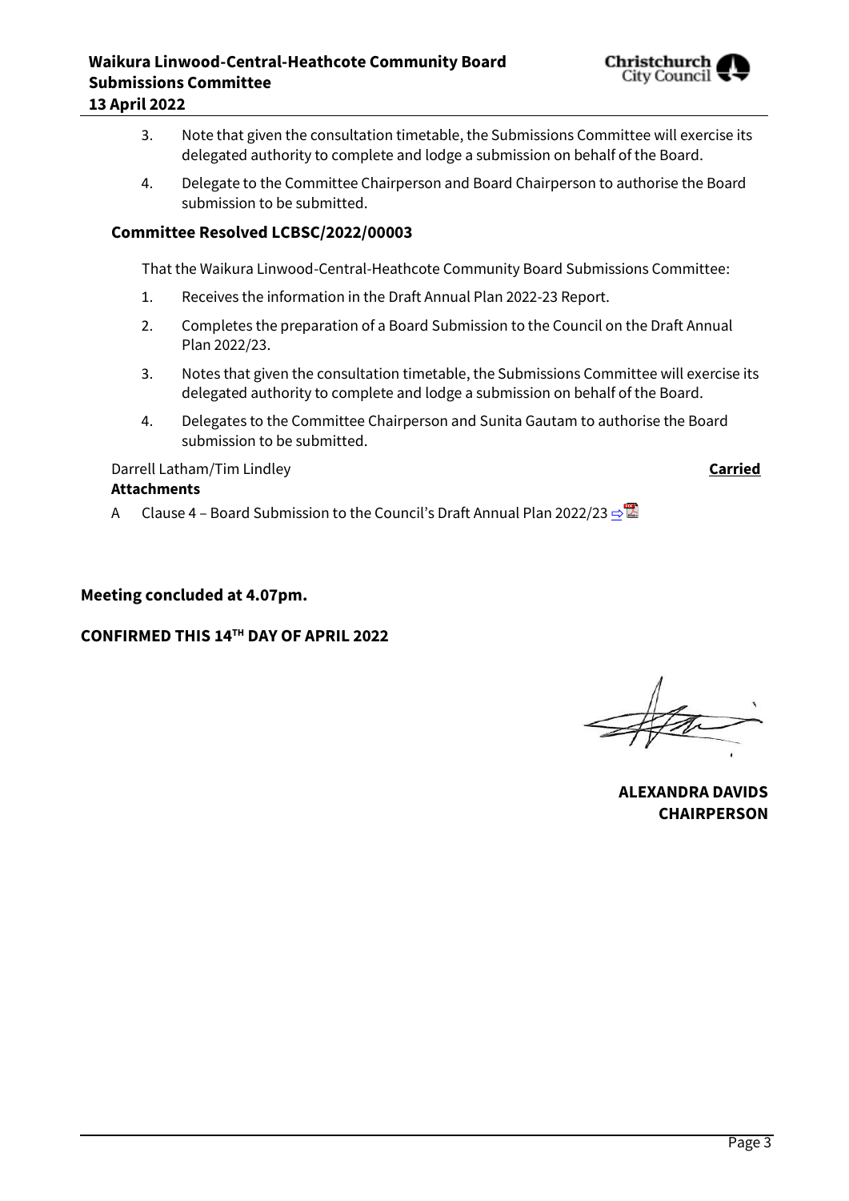3. Note that given the consultation timetable, the Submissions Committee will exercise its delegated authority to complete and lodge a submission on behalf of the Board.
4. Delegate to the Committee Chairperson and Board Chairperson to authorise the Board submission to be submitted.

### Committee Resolved LCBSC/2022/00003

That the Waikura Linwood-Central-Heathcote Community Board Submissions Committee:

1. Receives the information in the Draft Annual Plan 2022-23 Report.
2. Completes the preparation of a Board Submission to the Council on the Draft Annual Plan 2022/23.
3. Notes that given the consultation timetable, the Submissions Committee will exercise its delegated authority to complete and lodge a submission on behalf of the Board.
4. Delegates to the Committee Chairperson and Sunita Gautam to authorise the Board submission to be submitted.

Darrell Latham/Tim Lindley **Carried**

**Attachments**

A Clause 4 – Board Submission to the Council's Draft Annual Plan 2022/23

**Meeting concluded at 4.07pm.**

**CONFIRMED THIS 14TH DAY OF APRIL 2022**

**ALEXANDRA DAVIDS**
**CHAIRPERSON**